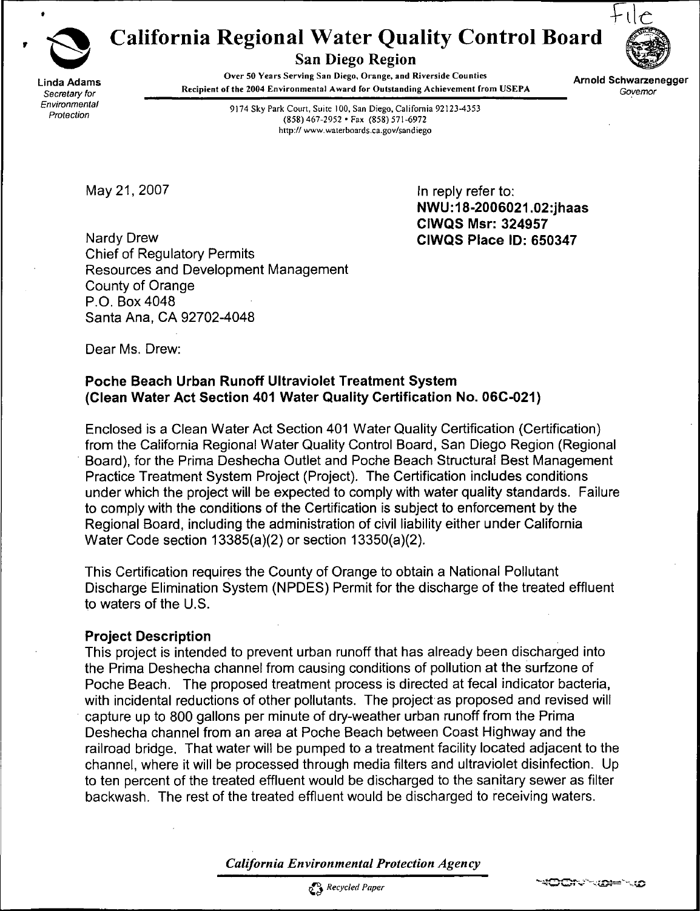File

# California Regional Water Quality Control Board

## San Diego Region

Over 50 Years Serving San Diego, Orange, and Riverside Counties
Recipient of the 2004 Environmental Award for Outstanding Achievement from USEPA

Linda Adams
*Secretary for Environmental Protection*

Arnold Schwarzenegger
*Governor*

9174 Sky Park Court, Suite 100, San Diego, California 92123-4353
(858) 467-2952 • Fax (858) 571-6972
http:// www.waterboards.ca.gov/sandiego

May 21, 2007

In reply refer to:
**NWU:18-2006021.02:jhaas**
**CIWQS Msr: 324957**
**CIWQS Place ID: 650347**

Nardy Drew
Chief of Regulatory Permits
Resources and Development Management
County of Orange
P.O. Box 4048
Santa Ana, CA 92702-4048

Dear Ms. Drew:

**Poche Beach Urban Runoff Ultraviolet Treatment System (Clean Water Act Section 401 Water Quality Certification No. 06C-021)**

Enclosed is a Clean Water Act Section 401 Water Quality Certification (Certification) from the California Regional Water Quality Control Board, San Diego Region (Regional Board), for the Prima Deshecha Outlet and Poche Beach Structural Best Management Practice Treatment System Project (Project). The Certification includes conditions under which the project will be expected to comply with water quality standards. Failure to comply with the conditions of the Certification is subject to enforcement by the Regional Board, including the administration of civil liability either under California Water Code section 13385(a)(2) or section 13350(a)(2).

This Certification requires the County of Orange to obtain a National Pollutant Discharge Elimination System (NPDES) Permit for the discharge of the treated effluent to waters of the U.S.

**Project Description**

This project is intended to prevent urban runoff that has already been discharged into the Prima Deshecha channel from causing conditions of pollution at the surfzone of Poche Beach. The proposed treatment process is directed at fecal indicator bacteria, with incidental reductions of other pollutants. The project as proposed and revised will capture up to 800 gallons per minute of dry-weather urban runoff from the Prima Deshecha channel from an area at Poche Beach between Coast Highway and the railroad bridge. That water will be pumped to a treatment facility located adjacent to the channel, where it will be processed through media filters and ultraviolet disinfection. Up to ten percent of the treated effluent would be discharged to the sanitary sewer as filter backwash. The rest of the treated effluent would be discharged to receiving waters.

*California Environmental Protection Agency*

Recycled Paper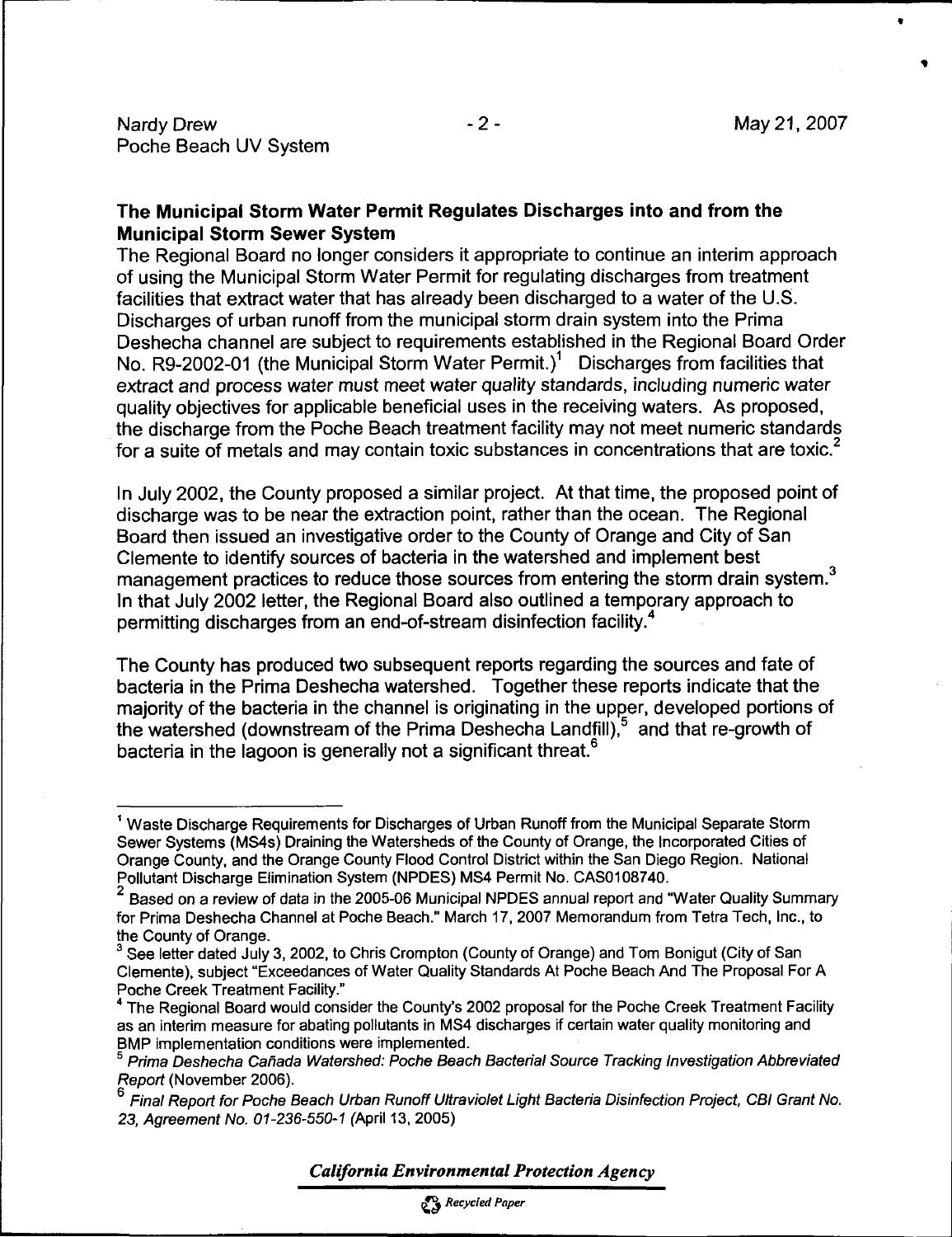## The Municipal Storm Water Permit Regulates Discharges into and from the Municipal Storm Sewer System

The Regional Board no longer considers it appropriate to continue an interim approach of using the Municipal Storm Water Permit for regulating discharges from treatment facilities that extract water that has already been discharged to a water of the U.S. Discharges of urban runoff from the municipal storm drain system into the Prima Deshecha channel are subject to requirements established in the Regional Board Order No. R9-2002-01 (the Municipal Storm Water Permit.)[1] Discharges from facilities that extract and process water must meet water quality standards, including numeric water quality objectives for applicable beneficial uses in the receiving waters. As proposed, the discharge from the Poche Beach treatment facility may not meet numeric standards for a suite of metals and may contain toxic substances in concentrations that are toxic.[2]

In July 2002, the County proposed a similar project. At that time, the proposed point of discharge was to be near the extraction point, rather than the ocean. The Regional Board then issued an investigative order to the County of Orange and City of San Clemente to identify sources of bacteria in the watershed and implement best management practices to reduce those sources from entering the storm drain system.[3] In that July 2002 letter, the Regional Board also outlined a temporary approach to permitting discharges from an end-of-stream disinfection facility.[4]

The County has produced two subsequent reports regarding the sources and fate of bacteria in the Prima Deshecha watershed. Together these reports indicate that the majority of the bacteria in the channel is originating in the upper, developed portions of the watershed (downstream of the Prima Deshecha Landfill),[5] and that re-growth of bacteria in the lagoon is generally not a significant threat.[6]

---

[1] Waste Discharge Requirements for Discharges of Urban Runoff from the Municipal Separate Storm Sewer Systems (MS4s) Draining the Watersheds of the County of Orange, the Incorporated Cities of Orange County, and the Orange County Flood Control District within the San Diego Region. National Pollutant Discharge Elimination System (NPDES) MS4 Permit No. CAS0108740.

[2] Based on a review of data in the 2005-06 Municipal NPDES annual report and "Water Quality Summary for Prima Deshecha Channel at Poche Beach." March 17, 2007 Memorandum from Tetra Tech, Inc., to the County of Orange.

[3] See letter dated July 3, 2002, to Chris Crompton (County of Orange) and Tom Bonigut (City of San Clemente), subject "Exceedances of Water Quality Standards At Poche Beach And The Proposal For A Poche Creek Treatment Facility."

[4] The Regional Board would consider the County's 2002 proposal for the Poche Creek Treatment Facility as an interim measure for abating pollutants in MS4 discharges if certain water quality monitoring and BMP implementation conditions were implemented.

[5] *Prima Deshecha Cañada Watershed: Poche Beach Bacterial Source Tracking Investigation Abbreviated Report* (November 2006).

[6] *Final Report for Poche Beach Urban Runoff Ultraviolet Light Bacteria Disinfection Project, CBI Grant No. 23, Agreement No. 01-236-550-1* (April 13, 2005)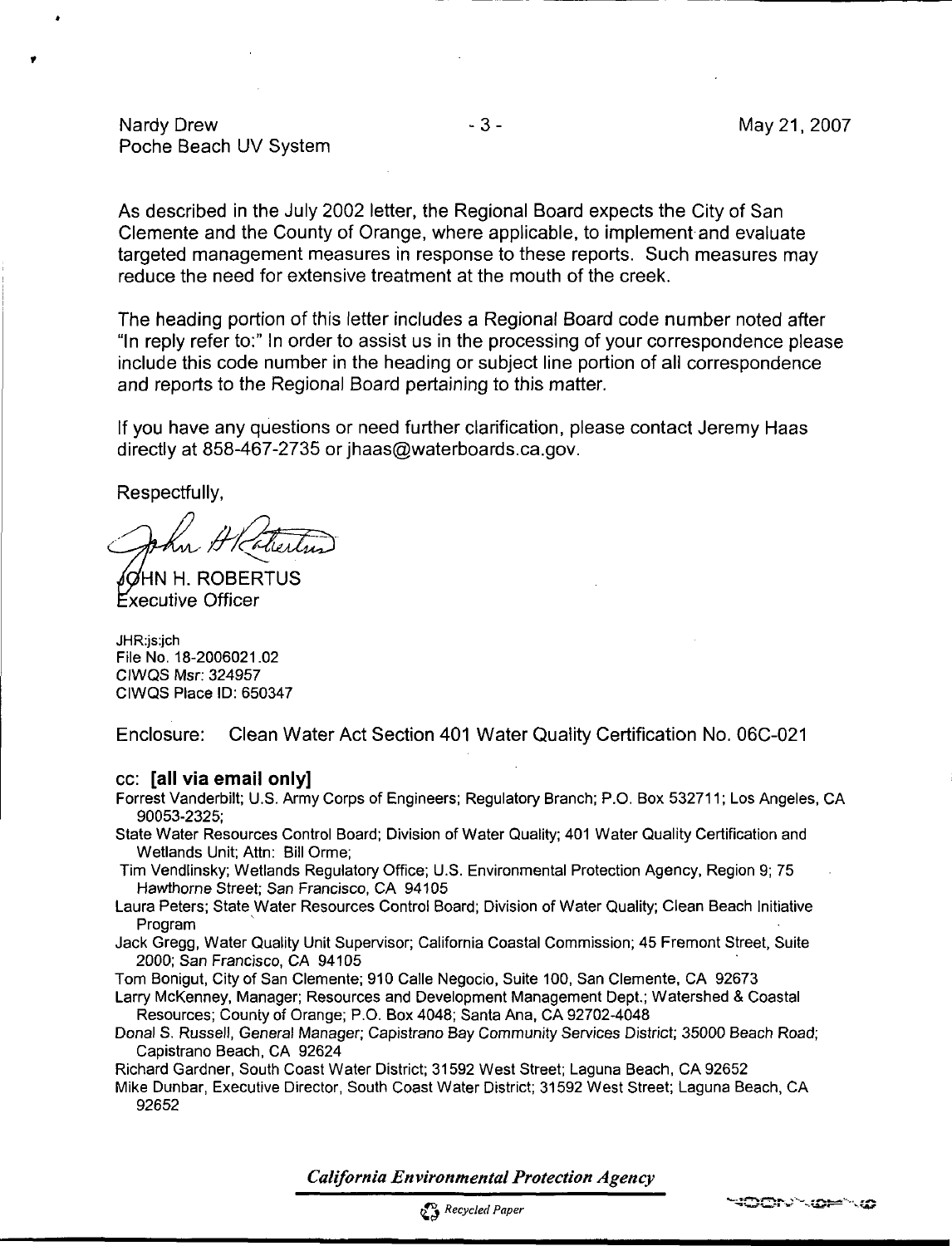As described in the July 2002 letter, the Regional Board expects the City of San Clemente and the County of Orange, where applicable, to implement and evaluate targeted management measures in response to these reports. Such measures may reduce the need for extensive treatment at the mouth of the creek.

The heading portion of this letter includes a Regional Board code number noted after "In reply refer to:" In order to assist us in the processing of your correspondence please include this code number in the heading or subject line portion of all correspondence and reports to the Regional Board pertaining to this matter.

If you have any questions or need further clarification, please contact Jeremy Haas directly at 858-467-2735 or jhaas@waterboards.ca.gov.

Respectfully,

JOHN H. ROBERTUS
Executive Officer

JHR:js:jch
File No. 18-2006021.02
CIWQS Msr: 324957
CIWQS Place ID: 650347

Enclosure: Clean Water Act Section 401 Water Quality Certification No. 06C-021

cc: **[all via email only]**

Forrest Vanderbilt; U.S. Army Corps of Engineers; Regulatory Branch; P.O. Box 532711; Los Angeles, CA 90053-2325;

State Water Resources Control Board; Division of Water Quality; 401 Water Quality Certification and Wetlands Unit; Attn: Bill Orme;

Tim Vendlinsky; Wetlands Regulatory Office; U.S. Environmental Protection Agency, Region 9; 75 Hawthorne Street; San Francisco, CA 94105

Laura Peters; State Water Resources Control Board; Division of Water Quality; Clean Beach Initiative Program

Jack Gregg, Water Quality Unit Supervisor; California Coastal Commission; 45 Fremont Street, Suite 2000; San Francisco, CA 94105

Tom Bonigut, City of San Clemente; 910 Calle Negocio, Suite 100, San Clemente, CA 92673

Larry McKenney, Manager; Resources and Development Management Dept.; Watershed & Coastal Resources; County of Orange; P.O. Box 4048; Santa Ana, CA 92702-4048

Donal S. Russell, General Manager; Capistrano Bay Community Services District; 35000 Beach Road; Capistrano Beach, CA 92624

Richard Gardner, South Coast Water District; 31592 West Street; Laguna Beach, CA 92652

Mike Dunbar, Executive Director, South Coast Water District; 31592 West Street; Laguna Beach, CA 92652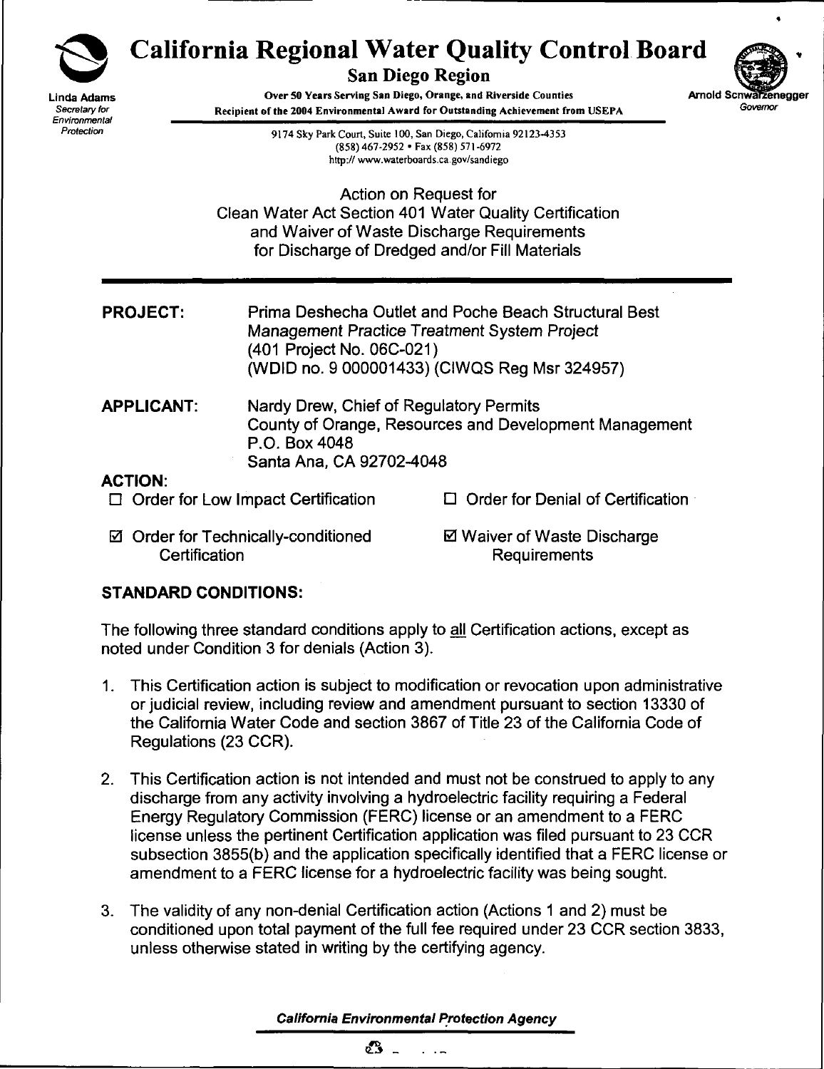Linda Adams
*Secretary for Environmental Protection*

# California Regional Water Quality Control Board

## San Diego Region

**Over 50 Years Serving San Diego, Orange, and Riverside Counties**
**Recipient of the 2004 Environmental Award for Outstanding Achievement from USEPA**

Arnold Schwarzenegger
*Governor*

9174 Sky Park Court, Suite 100, San Diego, California 92123-4353
(858) 467-2952 • Fax (858) 571-6972
http:// www.waterboards.ca.gov/sandiego

Action on Request for
Clean Water Act Section 401 Water Quality Certification
and Waiver of Waste Discharge Requirements
for Discharge of Dredged and/or Fill Materials

---

**PROJECT:** Prima Deshecha Outlet and Poche Beach Structural Best Management Practice Treatment System Project
(401 Project No. 06C-021)
(WDID no. 9 000001433) (CIWQS Reg Msr 324957)

**APPLICANT:** Nardy Drew, Chief of Regulatory Permits
County of Orange, Resources and Development Management
P.O. Box 4048
Santa Ana, CA 92702-4048

**ACTION:**

☐ Order for Low Impact Certification

☐ Order for Denial of Certification

☑ Order for Technically-conditioned Certification

☑ Waiver of Waste Discharge Requirements

**STANDARD CONDITIONS:**

The following three standard conditions apply to all Certification actions, except as noted under Condition 3 for denials (Action 3).

1. This Certification action is subject to modification or revocation upon administrative or judicial review, including review and amendment pursuant to section 13330 of the California Water Code and section 3867 of Title 23 of the California Code of Regulations (23 CCR).

2. This Certification action is not intended and must not be construed to apply to any discharge from any activity involving a hydroelectric facility requiring a Federal Energy Regulatory Commission (FERC) license or an amendment to a FERC license unless the pertinent Certification application was filed pursuant to 23 CCR subsection 3855(b) and the application specifically identified that a FERC license or amendment to a FERC license for a hydroelectric facility was being sought.

3. The validity of any non-denial Certification action (Actions 1 and 2) must be conditioned upon total payment of the full fee required under 23 CCR section 3833, unless otherwise stated in writing by the certifying agency.

***California Environmental Protection Agency***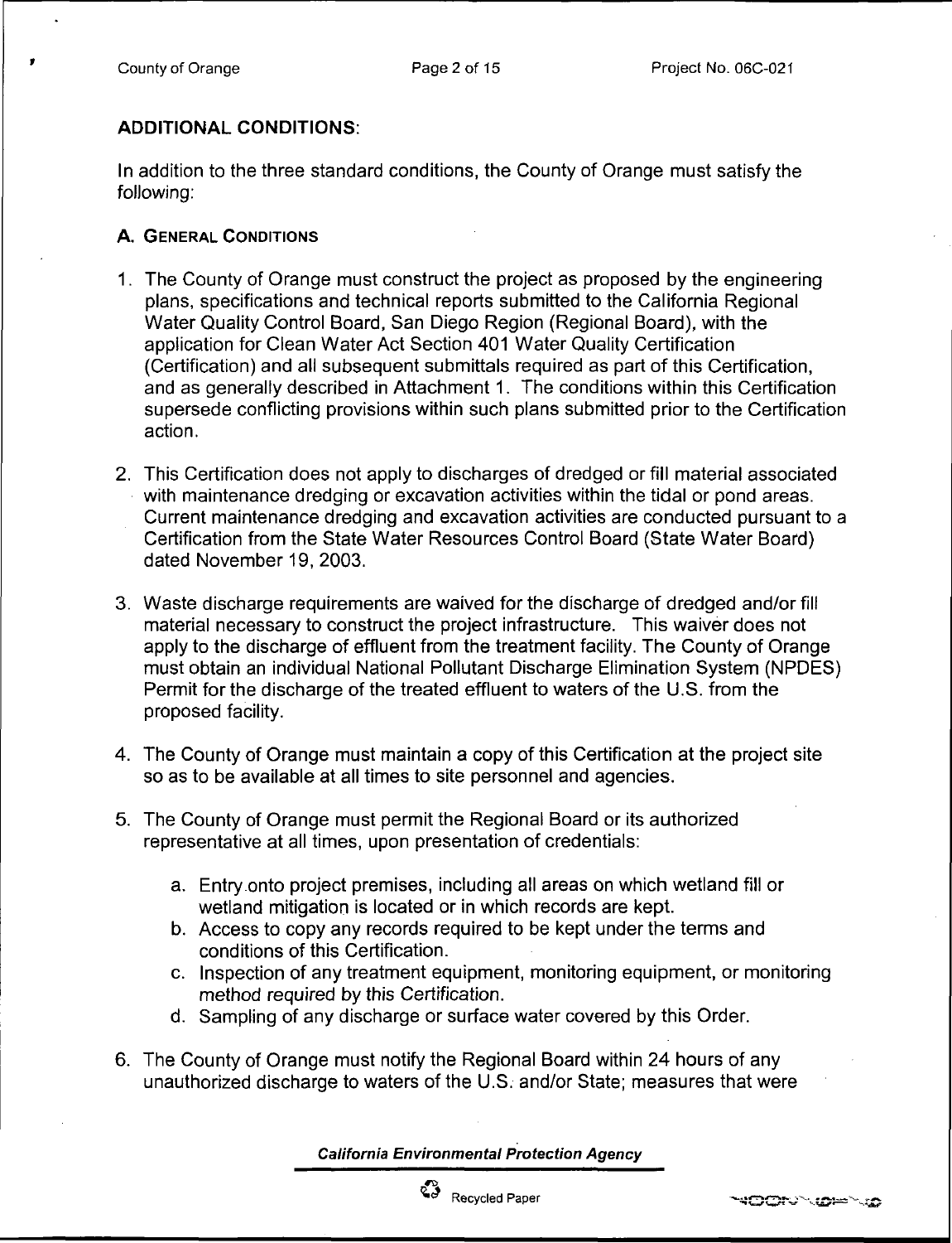## ADDITIONAL CONDITIONS:

In addition to the three standard conditions, the County of Orange must satisfy the following:

### A. GENERAL CONDITIONS

1. The County of Orange must construct the project as proposed by the engineering plans, specifications and technical reports submitted to the California Regional Water Quality Control Board, San Diego Region (Regional Board), with the application for Clean Water Act Section 401 Water Quality Certification (Certification) and all subsequent submittals required as part of this Certification, and as generally described in Attachment 1. The conditions within this Certification supersede conflicting provisions within such plans submitted prior to the Certification action.

2. This Certification does not apply to discharges of dredged or fill material associated with maintenance dredging or excavation activities within the tidal or pond areas. Current maintenance dredging and excavation activities are conducted pursuant to a Certification from the State Water Resources Control Board (State Water Board) dated November 19, 2003.

3. Waste discharge requirements are waived for the discharge of dredged and/or fill material necessary to construct the project infrastructure. This waiver does not apply to the discharge of effluent from the treatment facility. The County of Orange must obtain an individual National Pollutant Discharge Elimination System (NPDES) Permit for the discharge of the treated effluent to waters of the U.S. from the proposed facility.

4. The County of Orange must maintain a copy of this Certification at the project site so as to be available at all times to site personnel and agencies.

5. The County of Orange must permit the Regional Board or its authorized representative at all times, upon presentation of credentials:

   a. Entry onto project premises, including all areas on which wetland fill or wetland mitigation is located or in which records are kept.
   b. Access to copy any records required to be kept under the terms and conditions of this Certification.
   c. Inspection of any treatment equipment, monitoring equipment, or monitoring method required by this Certification.
   d. Sampling of any discharge or surface water covered by this Order.

6. The County of Orange must notify the Regional Board within 24 hours of any unauthorized discharge to waters of the U.S. and/or State; measures that were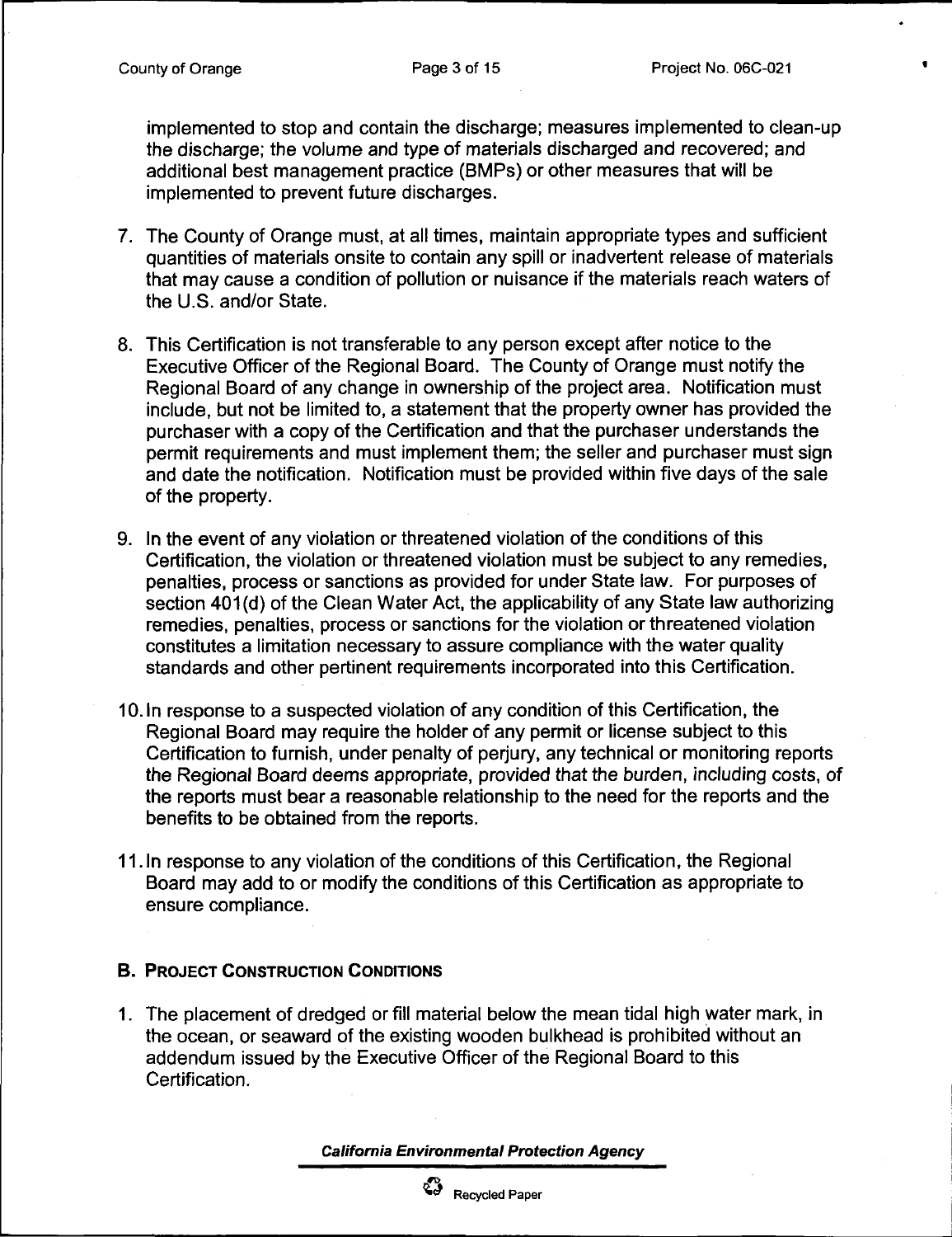implemented to stop and contain the discharge; measures implemented to clean-up the discharge; the volume and type of materials discharged and recovered; and additional best management practice (BMPs) or other measures that will be implemented to prevent future discharges.

7. The County of Orange must, at all times, maintain appropriate types and sufficient quantities of materials onsite to contain any spill or inadvertent release of materials that may cause a condition of pollution or nuisance if the materials reach waters of the U.S. and/or State.

8. This Certification is not transferable to any person except after notice to the Executive Officer of the Regional Board. The County of Orange must notify the Regional Board of any change in ownership of the project area. Notification must include, but not be limited to, a statement that the property owner has provided the purchaser with a copy of the Certification and that the purchaser understands the permit requirements and must implement them; the seller and purchaser must sign and date the notification. Notification must be provided within five days of the sale of the property.

9. In the event of any violation or threatened violation of the conditions of this Certification, the violation or threatened violation must be subject to any remedies, penalties, process or sanctions as provided for under State law. For purposes of section 401(d) of the Clean Water Act, the applicability of any State law authorizing remedies, penalties, process or sanctions for the violation or threatened violation constitutes a limitation necessary to assure compliance with the water quality standards and other pertinent requirements incorporated into this Certification.

10. In response to a suspected violation of any condition of this Certification, the Regional Board may require the holder of any permit or license subject to this Certification to furnish, under penalty of perjury, any technical or monitoring reports the Regional Board deems appropriate, provided that the burden, including costs, of the reports must bear a reasonable relationship to the need for the reports and the benefits to be obtained from the reports.

11. In response to any violation of the conditions of this Certification, the Regional Board may add to or modify the conditions of this Certification as appropriate to ensure compliance.

## B. Project Construction Conditions

1. The placement of dredged or fill material below the mean tidal high water mark, in the ocean, or seaward of the existing wooden bulkhead is prohibited without an addendum issued by the Executive Officer of the Regional Board to this Certification.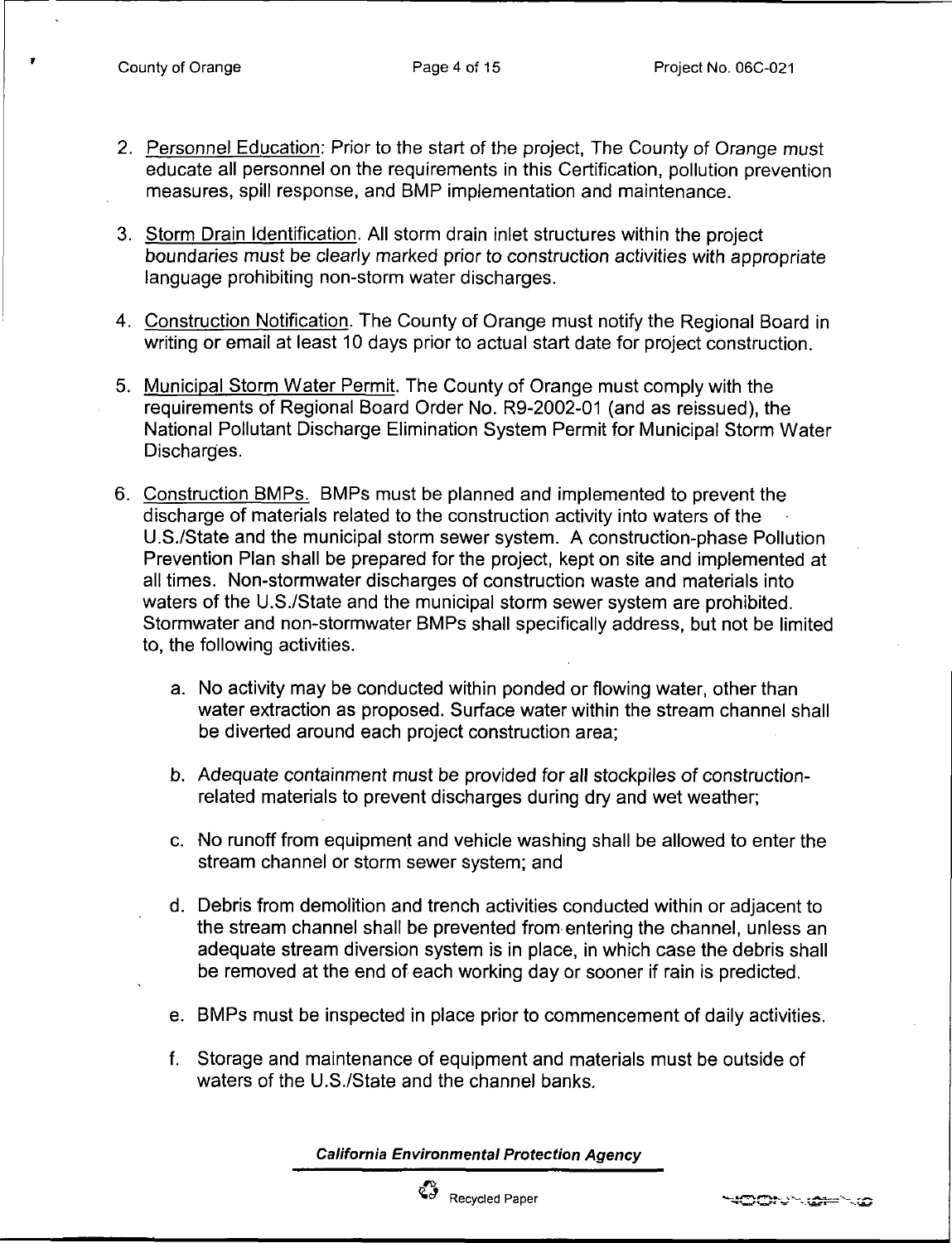2. Personnel Education: Prior to the start of the project, The County of Orange must educate all personnel on the requirements in this Certification, pollution prevention measures, spill response, and BMP implementation and maintenance.

3. Storm Drain Identification. All storm drain inlet structures within the project boundaries must be clearly marked prior to construction activities with appropriate language prohibiting non-storm water discharges.

4. Construction Notification. The County of Orange must notify the Regional Board in writing or email at least 10 days prior to actual start date for project construction.

5. Municipal Storm Water Permit. The County of Orange must comply with the requirements of Regional Board Order No. R9-2002-01 (and as reissued), the National Pollutant Discharge Elimination System Permit for Municipal Storm Water Discharges.

6. Construction BMPs. BMPs must be planned and implemented to prevent the discharge of materials related to the construction activity into waters of the U.S./State and the municipal storm sewer system. A construction-phase Pollution Prevention Plan shall be prepared for the project, kept on site and implemented at all times. Non-stormwater discharges of construction waste and materials into waters of the U.S./State and the municipal storm sewer system are prohibited. Stormwater and non-stormwater BMPs shall specifically address, but not be limited to, the following activities.

   a. No activity may be conducted within ponded or flowing water, other than water extraction as proposed. Surface water within the stream channel shall be diverted around each project construction area;

   b. Adequate containment must be provided for all stockpiles of construction-related materials to prevent discharges during dry and wet weather;

   c. No runoff from equipment and vehicle washing shall be allowed to enter the stream channel or storm sewer system; and

   d. Debris from demolition and trench activities conducted within or adjacent to the stream channel shall be prevented from entering the channel, unless an adequate stream diversion system is in place, in which case the debris shall be removed at the end of each working day or sooner if rain is predicted.

   e. BMPs must be inspected in place prior to commencement of daily activities.

   f. Storage and maintenance of equipment and materials must be outside of waters of the U.S./State and the channel banks.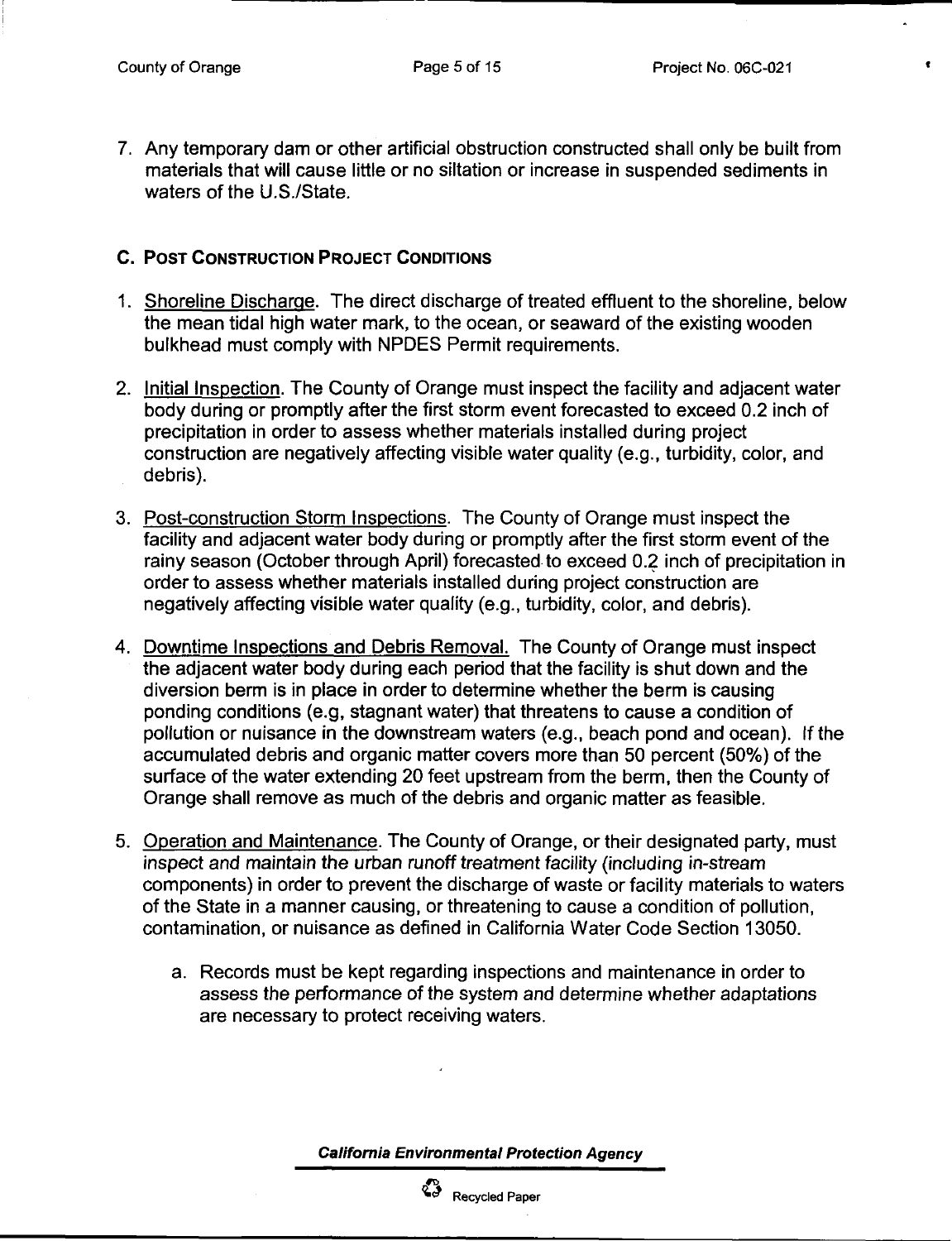7. Any temporary dam or other artificial obstruction constructed shall only be built from materials that will cause little or no siltation or increase in suspended sediments in waters of the U.S./State.

## C. POST CONSTRUCTION PROJECT CONDITIONS

1. Shoreline Discharge. The direct discharge of treated effluent to the shoreline, below the mean tidal high water mark, to the ocean, or seaward of the existing wooden bulkhead must comply with NPDES Permit requirements.

2. Initial Inspection. The County of Orange must inspect the facility and adjacent water body during or promptly after the first storm event forecasted to exceed 0.2 inch of precipitation in order to assess whether materials installed during project construction are negatively affecting visible water quality (e.g., turbidity, color, and debris).

3. Post-construction Storm Inspections. The County of Orange must inspect the facility and adjacent water body during or promptly after the first storm event of the rainy season (October through April) forecasted to exceed 0.2 inch of precipitation in order to assess whether materials installed during project construction are negatively affecting visible water quality (e.g., turbidity, color, and debris).

4. Downtime Inspections and Debris Removal. The County of Orange must inspect the adjacent water body during each period that the facility is shut down and the diversion berm is in place in order to determine whether the berm is causing ponding conditions (e.g, stagnant water) that threatens to cause a condition of pollution or nuisance in the downstream waters (e.g., beach pond and ocean). If the accumulated debris and organic matter covers more than 50 percent (50%) of the surface of the water extending 20 feet upstream from the berm, then the County of Orange shall remove as much of the debris and organic matter as feasible.

5. Operation and Maintenance. The County of Orange, or their designated party, must inspect and maintain the urban runoff treatment facility (including in-stream components) in order to prevent the discharge of waste or facility materials to waters of the State in a manner causing, or threatening to cause a condition of pollution, contamination, or nuisance as defined in California Water Code Section 13050.

   a. Records must be kept regarding inspections and maintenance in order to assess the performance of the system and determine whether adaptations are necessary to protect receiving waters.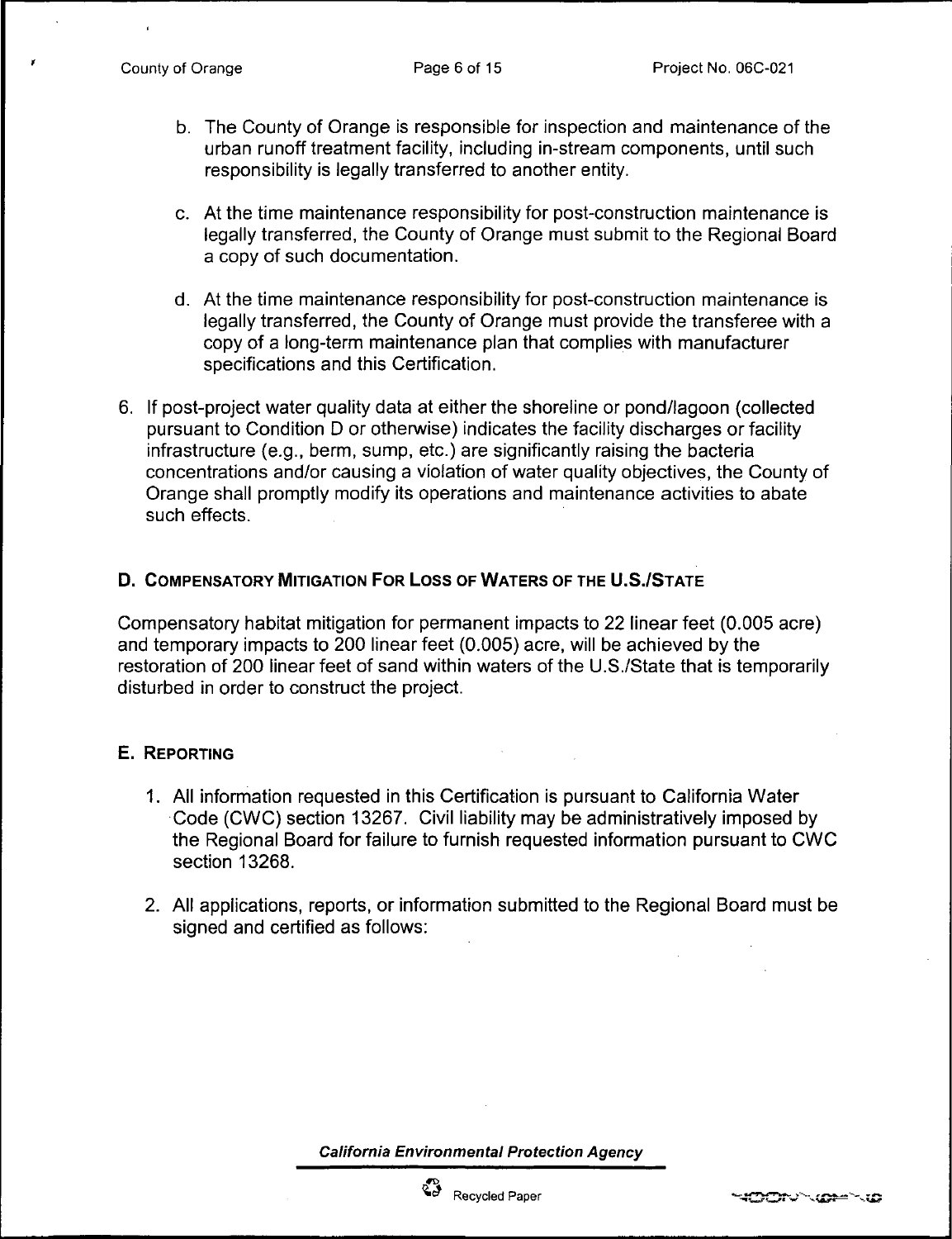b. The County of Orange is responsible for inspection and maintenance of the urban runoff treatment facility, including in-stream components, until such responsibility is legally transferred to another entity.

c. At the time maintenance responsibility for post-construction maintenance is legally transferred, the County of Orange must submit to the Regional Board a copy of such documentation.

d. At the time maintenance responsibility for post-construction maintenance is legally transferred, the County of Orange must provide the transferee with a copy of a long-term maintenance plan that complies with manufacturer specifications and this Certification.

6. If post-project water quality data at either the shoreline or pond/lagoon (collected pursuant to Condition D or otherwise) indicates the facility discharges or facility infrastructure (e.g., berm, sump, etc.) are significantly raising the bacteria concentrations and/or causing a violation of water quality objectives, the County of Orange shall promptly modify its operations and maintenance activities to abate such effects.

## D. Compensatory Mitigation For Loss of Waters of the U.S./State

Compensatory habitat mitigation for permanent impacts to 22 linear feet (0.005 acre) and temporary impacts to 200 linear feet (0.005) acre, will be achieved by the restoration of 200 linear feet of sand within waters of the U.S./State that is temporarily disturbed in order to construct the project.

## E. Reporting

1. All information requested in this Certification is pursuant to California Water Code (CWC) section 13267. Civil liability may be administratively imposed by the Regional Board for failure to furnish requested information pursuant to CWC section 13268.

2. All applications, reports, or information submitted to the Regional Board must be signed and certified as follows: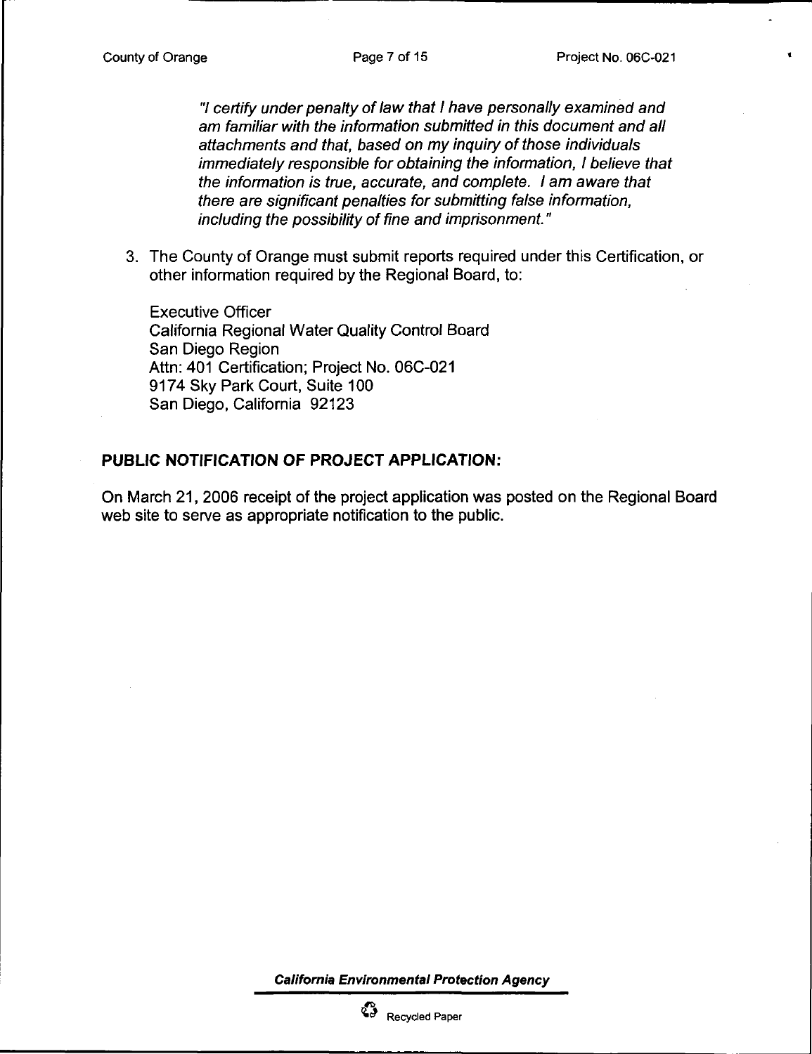*"I certify under penalty of law that I have personally examined and am familiar with the information submitted in this document and all attachments and that, based on my inquiry of those individuals immediately responsible for obtaining the information, I believe that the information is true, accurate, and complete. I am aware that there are significant penalties for submitting false information, including the possibility of fine and imprisonment."*

3. The County of Orange must submit reports required under this Certification, or other information required by the Regional Board, to:

   Executive Officer
   California Regional Water Quality Control Board
   San Diego Region
   Attn: 401 Certification; Project No. 06C-021
   9174 Sky Park Court, Suite 100
   San Diego, California 92123

**PUBLIC NOTIFICATION OF PROJECT APPLICATION:**

On March 21, 2006 receipt of the project application was posted on the Regional Board web site to serve as appropriate notification to the public.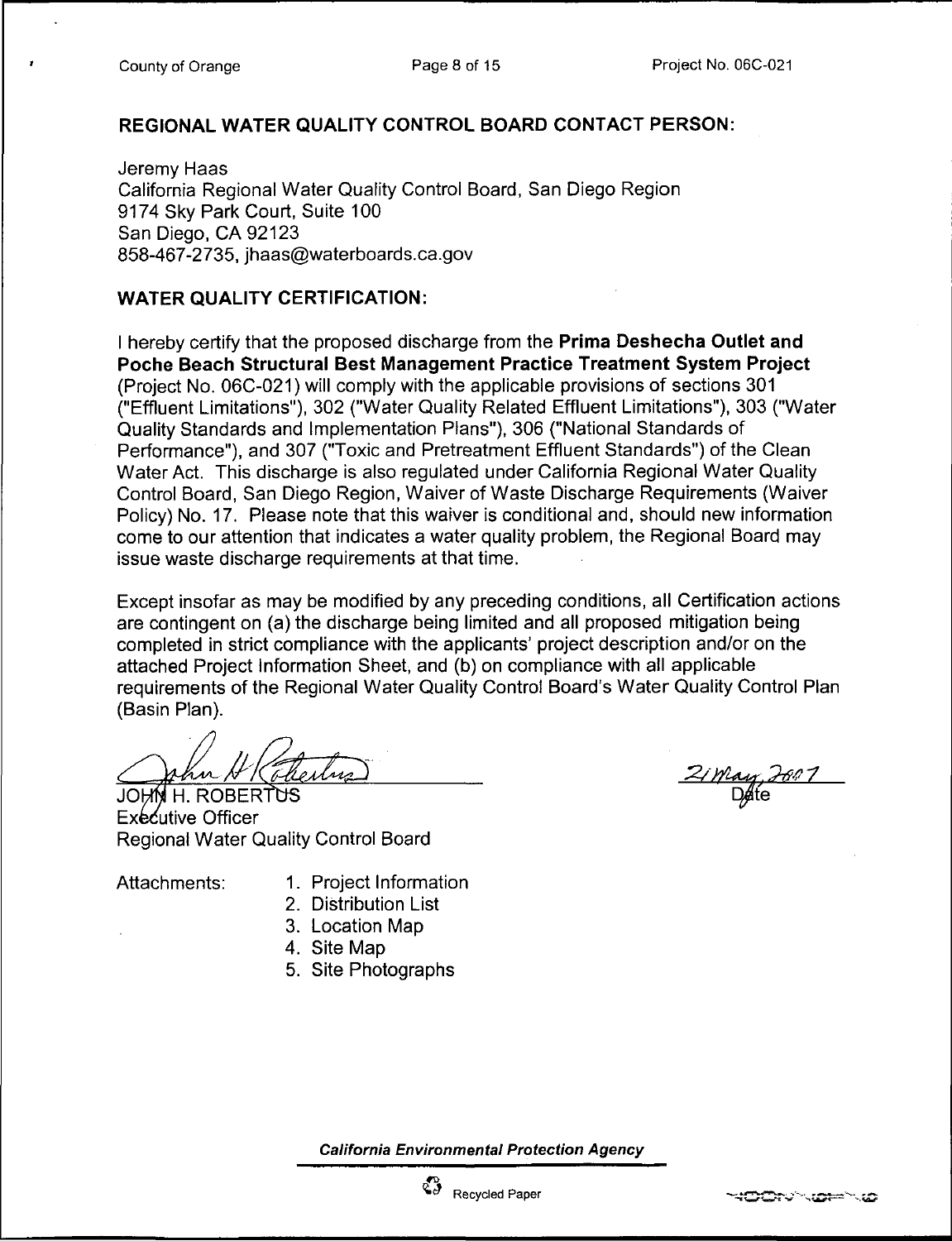## REGIONAL WATER QUALITY CONTROL BOARD CONTACT PERSON:

Jeremy Haas
California Regional Water Quality Control Board, San Diego Region
9174 Sky Park Court, Suite 100
San Diego, CA 92123
858-467-2735, jhaas@waterboards.ca.gov

## WATER QUALITY CERTIFICATION:

I hereby certify that the proposed discharge from the **Prima Deshecha Outlet and Poche Beach Structural Best Management Practice Treatment System Project** (Project No. 06C-021) will comply with the applicable provisions of sections 301 ("Effluent Limitations"), 302 ("Water Quality Related Effluent Limitations"), 303 ("Water Quality Standards and Implementation Plans"), 306 ("National Standards of Performance"), and 307 ("Toxic and Pretreatment Effluent Standards") of the Clean Water Act. This discharge is also regulated under California Regional Water Quality Control Board, San Diego Region, Waiver of Waste Discharge Requirements (Waiver Policy) No. 17. Please note that this waiver is conditional and, should new information come to our attention that indicates a water quality problem, the Regional Board may issue waste discharge requirements at that time.

Except insofar as may be modified by any preceding conditions, all Certification actions are contingent on (a) the discharge being limited and all proposed mitigation being completed in strict compliance with the applicants' project description and/or on the attached Project Information Sheet, and (b) on compliance with all applicable requirements of the Regional Water Quality Control Board's Water Quality Control Plan (Basin Plan).

JOHN H. ROBERTUS
Executive Officer
Regional Water Quality Control Board

21 May 2007
Date

Attachments:
1. Project Information
2. Distribution List
3. Location Map
4. Site Map
5. Site Photographs

*California Environmental Protection Agency*

Recycled Paper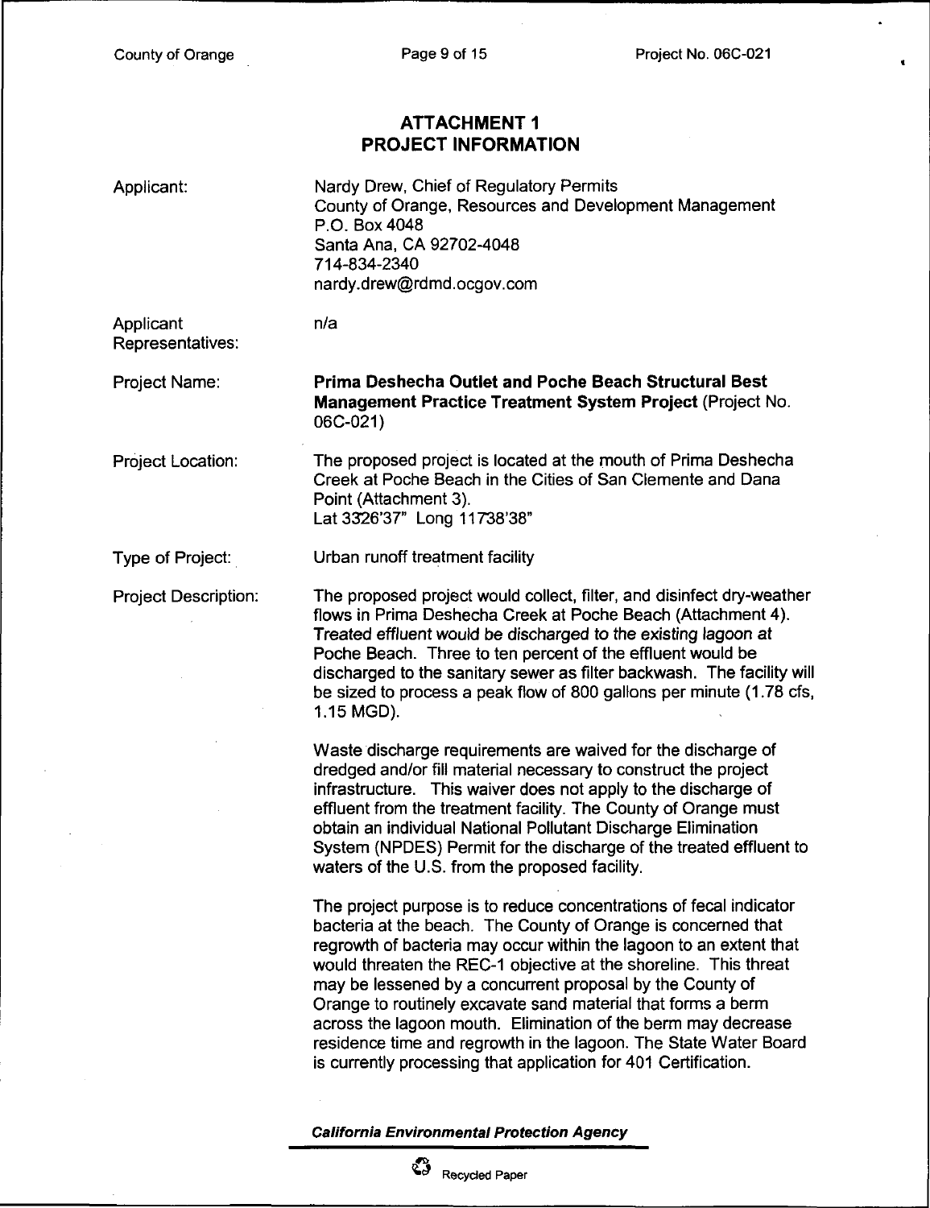# ATTACHMENT 1
# PROJECT INFORMATION

| | |
|---|---|
| Applicant: | Nardy Drew, Chief of Regulatory Permits<br>County of Orange, Resources and Development Management<br>P.O. Box 4048<br>Santa Ana, CA 92702-4048<br>714-834-2340<br>nardy.drew@rdmd.ocgov.com |
| Applicant Representatives: | n/a |
| Project Name: | **Prima Deshecha Outlet and Poche Beach Structural Best Management Practice Treatment System Project** (Project No. 06C-021) |
| Project Location: | The proposed project is located at the mouth of Prima Deshecha Creek at Poche Beach in the Cities of San Clemente and Dana Point (Attachment 3).<br>Lat 3326'37" Long 11738'38" |
| Type of Project: | Urban runoff treatment facility |
| Project Description: | The proposed project would collect, filter, and disinfect dry-weather flows in Prima Deshecha Creek at Poche Beach (Attachment 4). Treated effluent would be discharged to the existing lagoon at Poche Beach. Three to ten percent of the effluent would be discharged to the sanitary sewer as filter backwash. The facility will be sized to process a peak flow of 800 gallons per minute (1.78 cfs, 1.15 MGD).<br><br>Waste discharge requirements are waived for the discharge of dredged and/or fill material necessary to construct the project infrastructure. This waiver does not apply to the discharge of effluent from the treatment facility. The County of Orange must obtain an individual National Pollutant Discharge Elimination System (NPDES) Permit for the discharge of the treated effluent to waters of the U.S. from the proposed facility.<br><br>The project purpose is to reduce concentrations of fecal indicator bacteria at the beach. The County of Orange is concerned that regrowth of bacteria may occur within the lagoon to an extent that would threaten the REC-1 objective at the shoreline. This threat may be lessened by a concurrent proposal by the County of Orange to routinely excavate sand material that forms a berm across the lagoon mouth. Elimination of the berm may decrease residence time and regrowth in the lagoon. The State Water Board is currently processing that application for 401 Certification. |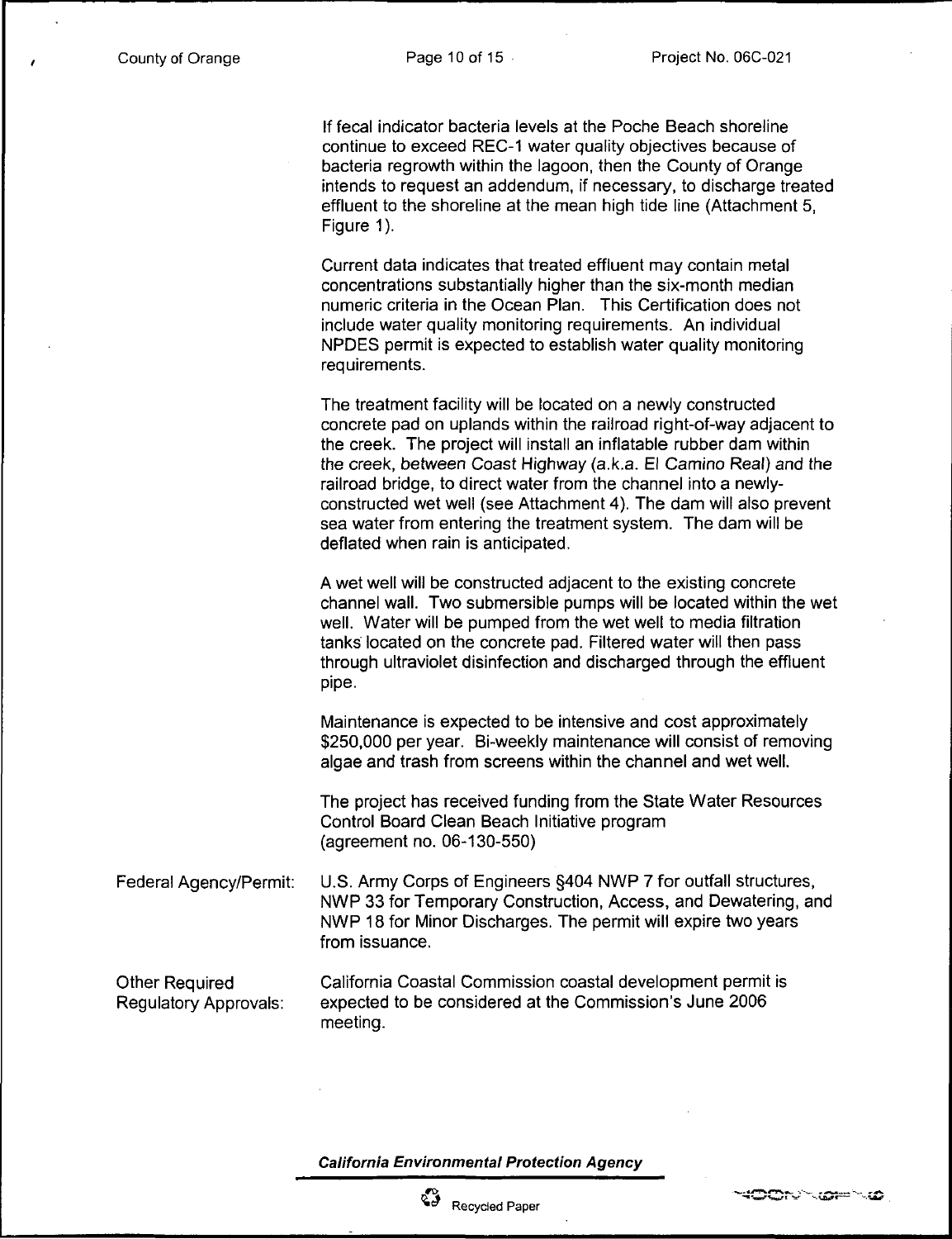If fecal indicator bacteria levels at the Poche Beach shoreline continue to exceed REC-1 water quality objectives because of bacteria regrowth within the lagoon, then the County of Orange intends to request an addendum, if necessary, to discharge treated effluent to the shoreline at the mean high tide line (Attachment 5, Figure 1).

Current data indicates that treated effluent may contain metal concentrations substantially higher than the six-month median numeric criteria in the Ocean Plan. This Certification does not include water quality monitoring requirements. An individual NPDES permit is expected to establish water quality monitoring requirements.

The treatment facility will be located on a newly constructed concrete pad on uplands within the railroad right-of-way adjacent to the creek. The project will install an inflatable rubber dam within the creek, between Coast Highway (a.k.a. El Camino Real) and the railroad bridge, to direct water from the channel into a newly-constructed wet well (see Attachment 4). The dam will also prevent sea water from entering the treatment system. The dam will be deflated when rain is anticipated.

A wet well will be constructed adjacent to the existing concrete channel wall. Two submersible pumps will be located within the wet well. Water will be pumped from the wet well to media filtration tanks located on the concrete pad. Filtered water will then pass through ultraviolet disinfection and discharged through the effluent pipe.

Maintenance is expected to be intensive and cost approximately $250,000 per year. Bi-weekly maintenance will consist of removing algae and trash from screens within the channel and wet well.

The project has received funding from the State Water Resources Control Board Clean Beach Initiative program (agreement no. 06-130-550)

Federal Agency/Permit: U.S. Army Corps of Engineers §404 NWP 7 for outfall structures, NWP 33 for Temporary Construction, Access, and Dewatering, and NWP 18 for Minor Discharges. The permit will expire two years from issuance.

Other Required Regulatory Approvals: California Coastal Commission coastal development permit is expected to be considered at the Commission's June 2006 meeting.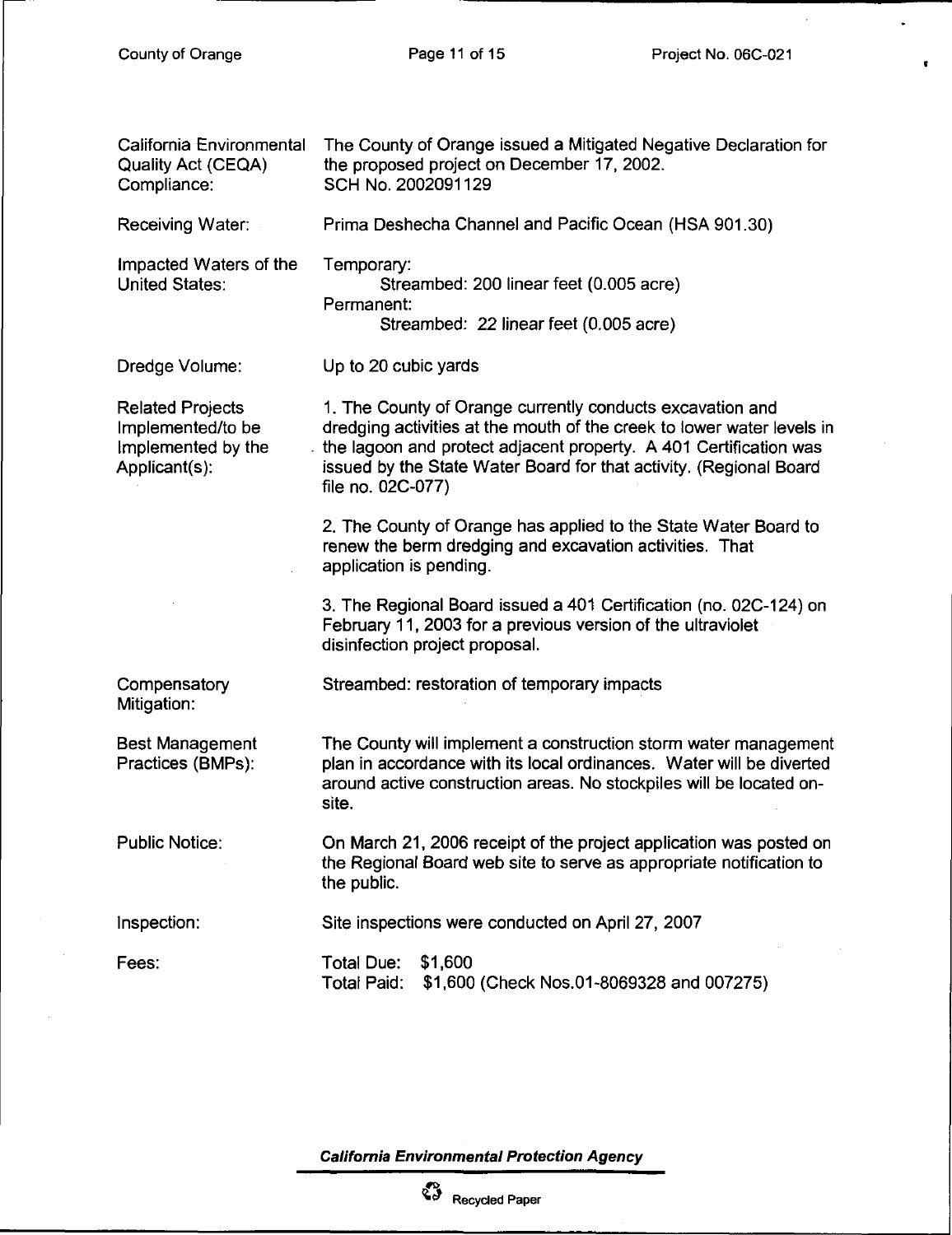| | |
|---|---|
| California Environmental Quality Act (CEQA) Compliance: | The County of Orange issued a Mitigated Negative Declaration for the proposed project on December 17, 2002. SCH No. 2002091129 |
| Receiving Water: | Prima Deshecha Channel and Pacific Ocean (HSA 901.30) |
| Impacted Waters of the United States: | Temporary: Streambed: 200 linear feet (0.005 acre) Permanent: Streambed: 22 linear feet (0.005 acre) |
| Dredge Volume: | Up to 20 cubic yards |
| Related Projects Implemented/to be Implemented by the Applicant(s): | 1. The County of Orange currently conducts excavation and dredging activities at the mouth of the creek to lower water levels in the lagoon and protect adjacent property. A 401 Certification was issued by the State Water Board for that activity. (Regional Board file no. 02C-077) 2. The County of Orange has applied to the State Water Board to renew the berm dredging and excavation activities. That application is pending. 3. The Regional Board issued a 401 Certification (no. 02C-124) on February 11, 2003 for a previous version of the ultraviolet disinfection project proposal. |
| Compensatory Mitigation: | Streambed: restoration of temporary impacts |
| Best Management Practices (BMPs): | The County will implement a construction storm water management plan in accordance with its local ordinances. Water will be diverted around active construction areas. No stockpiles will be located on-site. |
| Public Notice: | On March 21, 2006 receipt of the project application was posted on the Regional Board web site to serve as appropriate notification to the public. |
| Inspection: | Site inspections were conducted on April 27, 2007 |
| Fees: | Total Due: \$1,600 Total Paid: \$1,600 (Check Nos.01-8069328 and 007275) |

***California Environmental Protection Agency***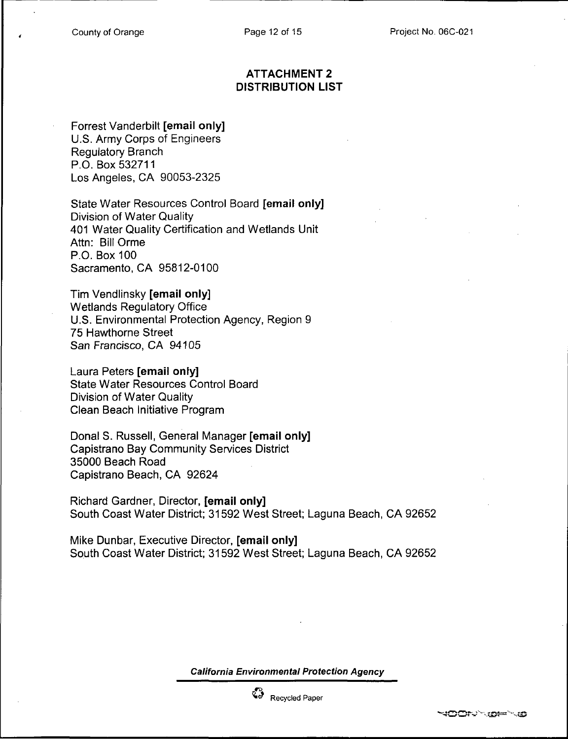## ATTACHMENT 2
## DISTRIBUTION LIST

Forrest Vanderbilt **[email only]**
U.S. Army Corps of Engineers
Regulatory Branch
P.O. Box 532711
Los Angeles, CA 90053-2325

State Water Resources Control Board **[email only]**
Division of Water Quality
401 Water Quality Certification and Wetlands Unit
Attn: Bill Orme
P.O. Box 100
Sacramento, CA 95812-0100

Tim Vendlinsky **[email only]**
Wetlands Regulatory Office
U.S. Environmental Protection Agency, Region 9
75 Hawthorne Street
San Francisco, CA 94105

Laura Peters **[email only]**
State Water Resources Control Board
Division of Water Quality
Clean Beach Initiative Program

Donal S. Russell, General Manager **[email only]**
Capistrano Bay Community Services District
35000 Beach Road
Capistrano Beach, CA 92624

Richard Gardner, Director, **[email only]**
South Coast Water District; 31592 West Street; Laguna Beach, CA 92652

Mike Dunbar, Executive Director, **[email only]**
South Coast Water District; 31592 West Street; Laguna Beach, CA 92652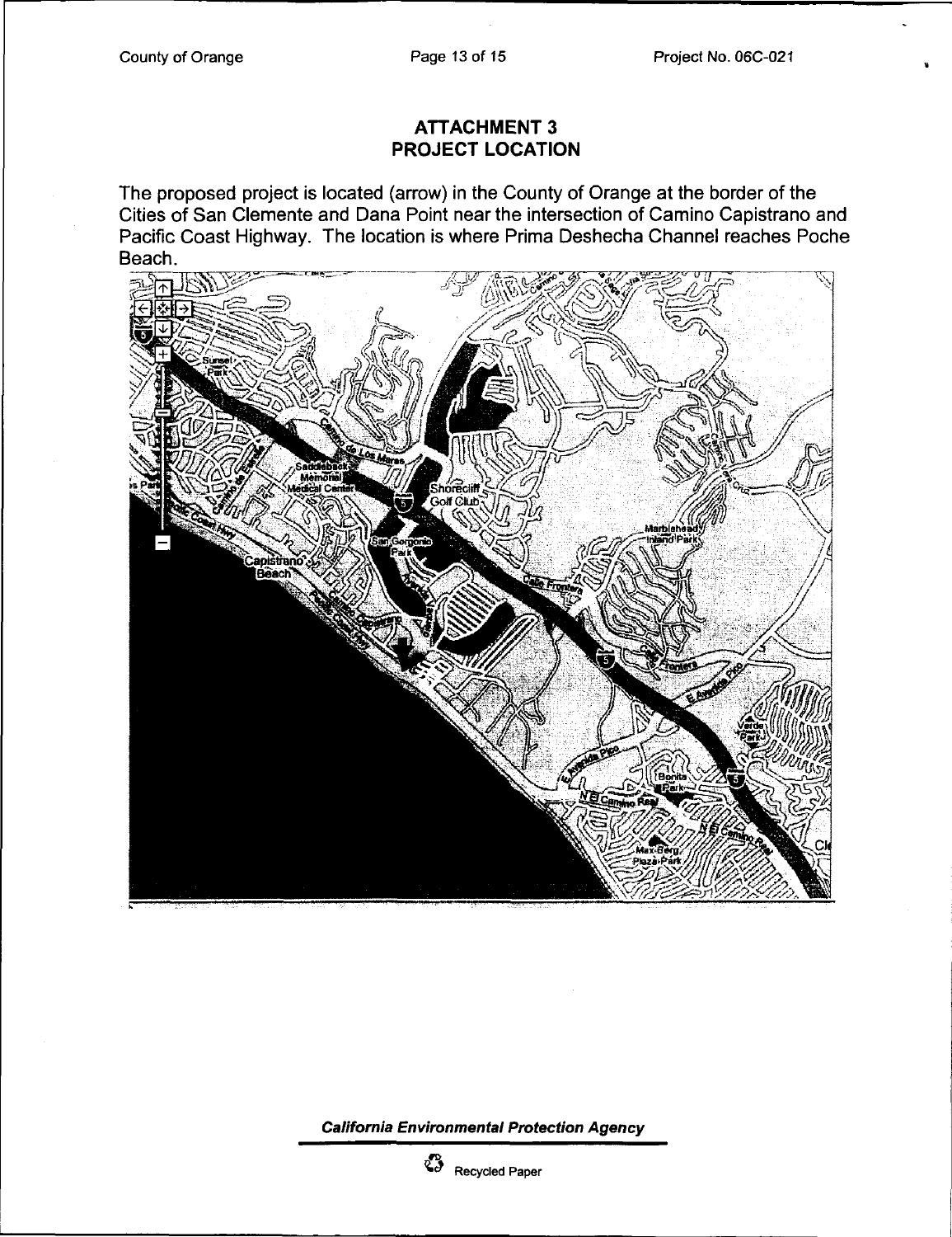# ATTACHMENT 3
# PROJECT LOCATION

The proposed project is located (arrow) in the County of Orange at the border of the Cities of San Clemente and Dana Point near the intersection of Camino Capistrano and Pacific Coast Highway. The location is where Prima Deshecha Channel reaches Poche Beach.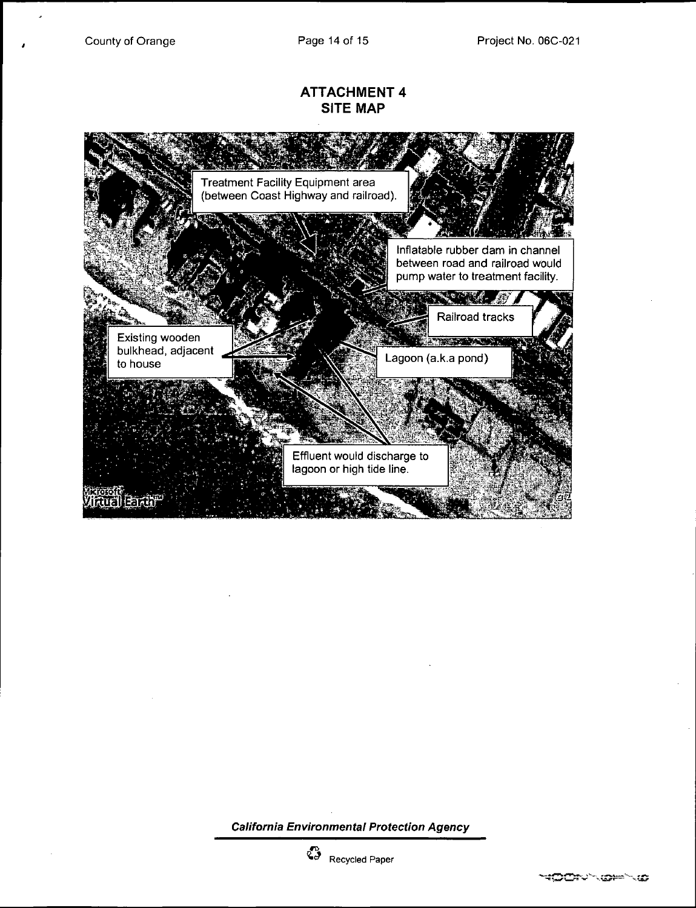# ATTACHMENT 4
## SITE MAP

Treatment Facility Equipment area (between Coast Highway and railroad).

Inflatable rubber dam in channel between road and railroad would pump water to treatment facility.

Railroad tracks

Existing wooden bulkhead, adjacent to house

Lagoon (a.k.a pond)

Effluent would discharge to lagoon or high tide line.

***California Environmental Protection Agency***

Recycled Paper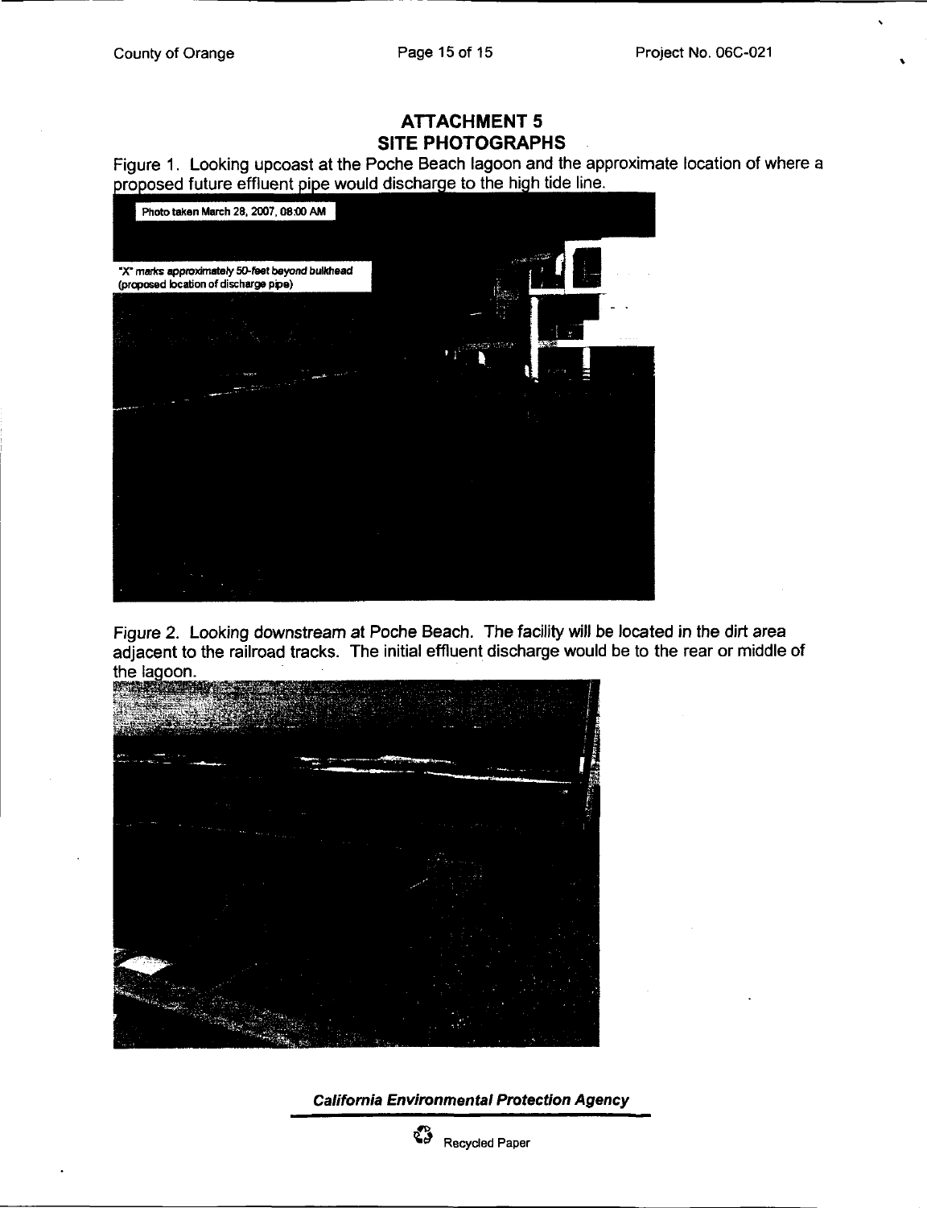# ATTACHMENT 5
## SITE PHOTOGRAPHS

Figure 1. Looking upcoast at the Poche Beach lagoon and the approximate location of where a proposed future effluent pipe would discharge to the high tide line.

Photo taken March 28, 2007, 08:00 AM

"X" marks approximately 50-feet beyond bulkhead (proposed location of discharge pipe)

Figure 2. Looking downstream at Poche Beach. The facility will be located in the dirt area adjacent to the railroad tracks. The initial effluent discharge would be to the rear or middle of the lagoon.

*California Environmental Protection Agency*

Recycled Paper